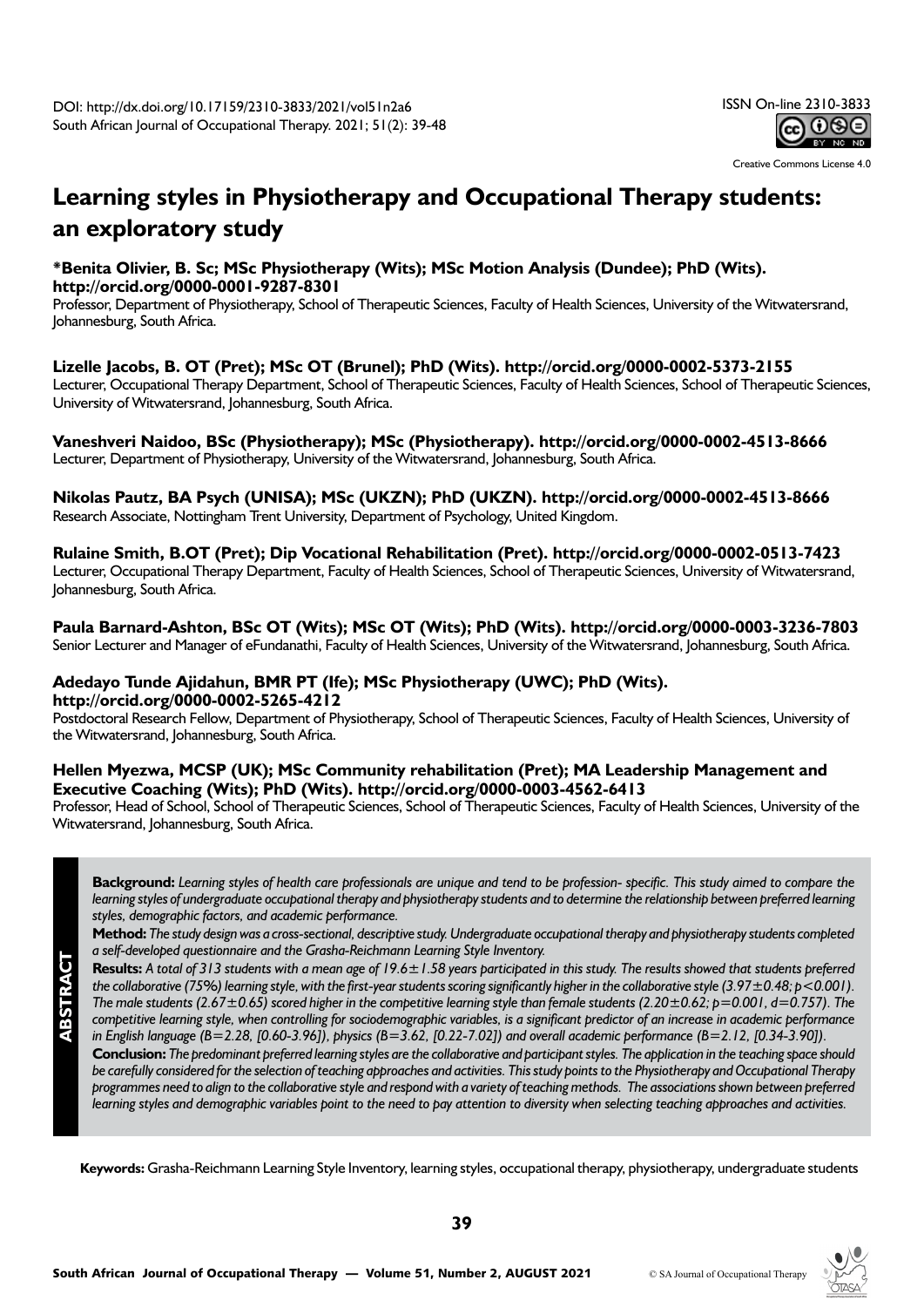DOI: http://dx.doi.org/10.17159/2310-3833/2021/vol51n2a6
South African Journal of Occupational Therapy. 2021; 51(2): 39-48

ISSN On-line 2310-3833

Creative Commons License 4.0

# Learning styles in Physiotherapy and Occupational Therapy students: an exploratory study

**\*Benita Olivier, B. Sc; MSc Physiotherapy (Wits); MSc Motion Analysis (Dundee); PhD (Wits). http://orcid.org/0000-0001-9287-8301**
Professor, Department of Physiotherapy, School of Therapeutic Sciences, Faculty of Health Sciences, University of the Witwatersrand, Johannesburg, South Africa.

**Lizelle Jacobs, B. OT (Pret); MSc OT (Brunel); PhD (Wits). http://orcid.org/0000-0002-5373-2155**
Lecturer, Occupational Therapy Department, School of Therapeutic Sciences, Faculty of Health Sciences, School of Therapeutic Sciences, University of Witwatersrand, Johannesburg, South Africa.

**Vaneshveri Naidoo, BSc (Physiotherapy); MSc (Physiotherapy). http://orcid.org/0000-0002-4513-8666**
Lecturer, Department of Physiotherapy, University of the Witwatersrand, Johannesburg, South Africa.

**Nikolas Pautz, BA Psych (UNISA); MSc (UKZN); PhD (UKZN). http://orcid.org/0000-0002-4513-8666**
Research Associate, Nottingham Trent University, Department of Psychology, United Kingdom.

**Rulaine Smith, B.OT (Pret); Dip Vocational Rehabilitation (Pret). http://orcid.org/0000-0002-0513-7423**
Lecturer, Occupational Therapy Department, Faculty of Health Sciences, School of Therapeutic Sciences, University of Witwatersrand, Johannesburg, South Africa.

**Paula Barnard-Ashton, BSc OT (Wits); MSc OT (Wits); PhD (Wits). http://orcid.org/0000-0003-3236-7803**
Senior Lecturer and Manager of eFundanathi, Faculty of Health Sciences, University of the Witwatersrand, Johannesburg, South Africa.

**Adedayo Tunde Ajidahun, BMR PT (Ife); MSc Physiotherapy (UWC); PhD (Wits). http://orcid.org/0000-0002-5265-4212**
Postdoctoral Research Fellow, Department of Physiotherapy, School of Therapeutic Sciences, Faculty of Health Sciences, University of the Witwatersrand, Johannesburg, South Africa.

**Hellen Myezwa, MCSP (UK); MSc Community rehabilitation (Pret); MA Leadership Management and Executive Coaching (Wits); PhD (Wits). http://orcid.org/0000-0003-4562-6413**
Professor, Head of School, School of Therapeutic Sciences, School of Therapeutic Sciences, Faculty of Health Sciences, University of the Witwatersrand, Johannesburg, South Africa.

## ABSTRACT

**Background:** *Learning styles of health care professionals are unique and tend to be profession- specific. This study aimed to compare the learning styles of undergraduate occupational therapy and physiotherapy students and to determine the relationship between preferred learning styles, demographic factors, and academic performance.*

**Method:** *The study design was a cross-sectional, descriptive study. Undergraduate occupational therapy and physiotherapy students completed a self-developed questionnaire and the Grasha-Reichmann Learning Style Inventory.*

**Results:** *A total of 313 students with a mean age of 19.6±1.58 years participated in this study. The results showed that students preferred the collaborative (75%) learning style, with the first-year students scoring significantly higher in the collaborative style (3.97±0.48; $p<0.001$). The male students (2.67±0.65) scored higher in the competitive learning style than female students (2.20±0.62; $p=0.001$, $d=0.757$). The competitive learning style, when controlling for sociodemographic variables, is a significant predictor of an increase in academic performance in English language ($B=2.28$, [0.60-3.96]), physics ($B=3.62$, [0.22-7.02]) and overall academic performance ($B=2.12$, [0.34-3.90]).*

**Conclusion:** *The predominant preferred learning styles are the collaborative and participant styles. The application in the teaching space should be carefully considered for the selection of teaching approaches and activities. This study points to the Physiotherapy and Occupational Therapy programmes need to align to the collaborative style and respond with a variety of teaching methods. The associations shown between preferred learning styles and demographic variables point to the need to pay attention to diversity when selecting teaching approaches and activities.*

**Keywords:** Grasha-Reichmann Learning Style Inventory, learning styles, occupational therapy, physiotherapy, undergraduate students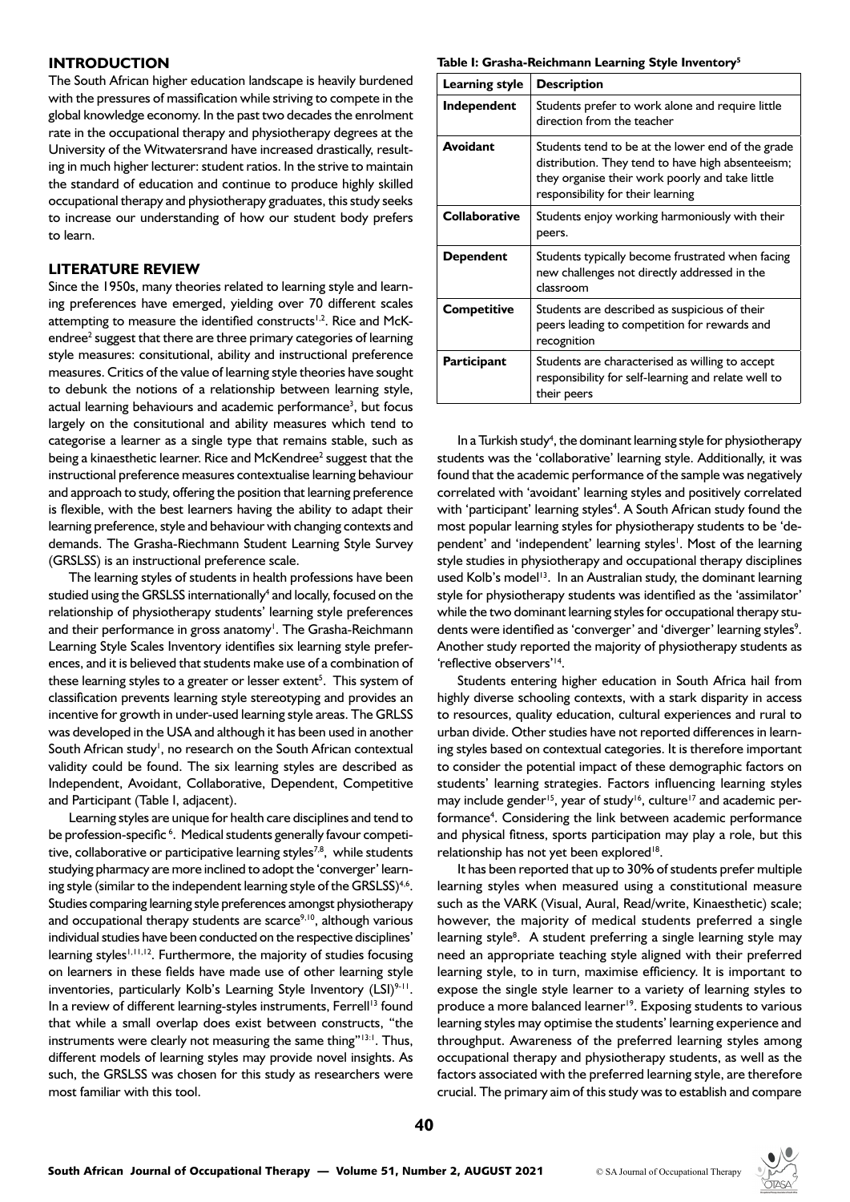## INTRODUCTION

The South African higher education landscape is heavily burdened with the pressures of massification while striving to compete in the global knowledge economy. In the past two decades the enrolment rate in the occupational therapy and physiotherapy degrees at the University of the Witwatersrand have increased drastically, resulting in much higher lecturer: student ratios. In the strive to maintain the standard of education and continue to produce highly skilled occupational therapy and physiotherapy graduates, this study seeks to increase our understanding of how our student body prefers to learn.

## LITERATURE REVIEW

Since the 1950s, many theories related to learning style and learning preferences have emerged, yielding over 70 different scales attempting to measure the identified constructs[1,2]. Rice and McKendree[2] suggest that there are three primary categories of learning style measures: consitutional, ability and instructional preference measures. Critics of the value of learning style theories have sought to debunk the notions of a relationship between learning style, actual learning behaviours and academic performance[3], but focus largely on the consitutional and ability measures which tend to categorise a learner as a single type that remains stable, such as being a kinaesthetic learner. Rice and McKendree[2] suggest that the instructional preference measures contextualise learning behaviour and approach to study, offering the position that learning preference is flexible, with the best learners having the ability to adapt their learning preference, style and behaviour with changing contexts and demands. The Grasha-Riechmann Student Learning Style Survey (GRSLSS) is an instructional preference scale.

The learning styles of students in health professions have been studied using the GRSLSS internationally[4] and locally, focused on the relationship of physiotherapy students' learning style preferences and their performance in gross anatomy[1]. The Grasha-Reichmann Learning Style Scales Inventory identifies six learning style preferences, and it is believed that students make use of a combination of these learning styles to a greater or lesser extent[5]. This system of classification prevents learning style stereotyping and provides an incentive for growth in under-used learning style areas. The GRLSS was developed in the USA and although it has been used in another South African study[1], no research on the South African contextual validity could be found. The six learning styles are described as Independent, Avoidant, Collaborative, Dependent, Competitive and Participant (Table I, adjacent).

**Table I: Grasha-Reichmann Learning Style Inventory[5]**

| Learning style | Description |
|---|---|
| **Independent** | Students prefer to work alone and require little direction from the teacher |
| **Avoidant** | Students tend to be at the lower end of the grade distribution. They tend to have high absenteeism; they organise their work poorly and take little responsibility for their learning |
| **Collaborative** | Students enjoy working harmoniously with their peers. |
| **Dependent** | Students typically become frustrated when facing new challenges not directly addressed in the classroom |
| **Competitive** | Students are described as suspicious of their peers leading to competition for rewards and recognition |
| **Participant** | Students are characterised as willing to accept responsibility for self-learning and relate well to their peers |

Learning styles are unique for health care disciplines and tend to be profession-specific[6]. Medical students generally favour competitive, collaborative or participative learning styles[7,8], while students studying pharmacy are more inclined to adopt the 'converger' learning style (similar to the independent learning style of the GRSLSS)[4,6]. Studies comparing learning style preferences amongst physiotherapy and occupational therapy students are scarce[9,10], although various individual studies have been conducted on the respective disciplines' learning styles[1,11,12]. Furthermore, the majority of studies focusing on learners in these fields have made use of other learning style inventories, particularly Kolb's Learning Style Inventory (LSI)[9-11]. In a review of different learning-styles instruments, Ferrell[13] found that while a small overlap does exist between constructs, "the instruments were clearly not measuring the same thing"[13:1]. Thus, different models of learning styles may provide novel insights. As such, the GRSLSS was chosen for this study as researchers were most familiar with this tool.

In a Turkish study[4], the dominant learning style for physiotherapy students was the 'collaborative' learning style. Additionally, it was found that the academic performance of the sample was negatively correlated with 'avoidant' learning styles and positively correlated with 'participant' learning styles[4]. A South African study found the most popular learning styles for physiotherapy students to be 'dependent' and 'independent' learning styles[1]. Most of the learning style studies in physiotherapy and occupational therapy disciplines used Kolb's model[13]. In an Australian study, the dominant learning style for physiotherapy students was identified as the 'assimilator' while the two dominant learning styles for occupational therapy students were identified as 'converger' and 'diverger' learning styles[9]. Another study reported the majority of physiotherapy students as 'reflective observers'[14].

Students entering higher education in South Africa hail from highly diverse schooling contexts, with a stark disparity in access to resources, quality education, cultural experiences and rural to urban divide. Other studies have not reported differences in learning styles based on contextual categories. It is therefore important to consider the potential impact of these demographic factors on students' learning strategies. Factors influencing learning styles may include gender[15], year of study[16], culture[17] and academic performance[4]. Considering the link between academic performance and physical fitness, sports participation may play a role, but this relationship has not yet been explored[18].

It has been reported that up to 30% of students prefer multiple learning styles when measured using a constitutional measure such as the VARK (Visual, Aural, Read/write, Kinaesthetic) scale; however, the majority of medical students preferred a single learning style[8]. A student preferring a single learning style may need an appropriate teaching style aligned with their preferred learning style, to in turn, maximise efficiency. It is important to expose the single style learner to a variety of learning styles to produce a more balanced learner[19]. Exposing students to various learning styles may optimise the students' learning experience and throughput. Awareness of the preferred learning styles among occupational therapy and physiotherapy students, as well as the factors associated with the preferred learning style, are therefore crucial. The primary aim of this study was to establish and compare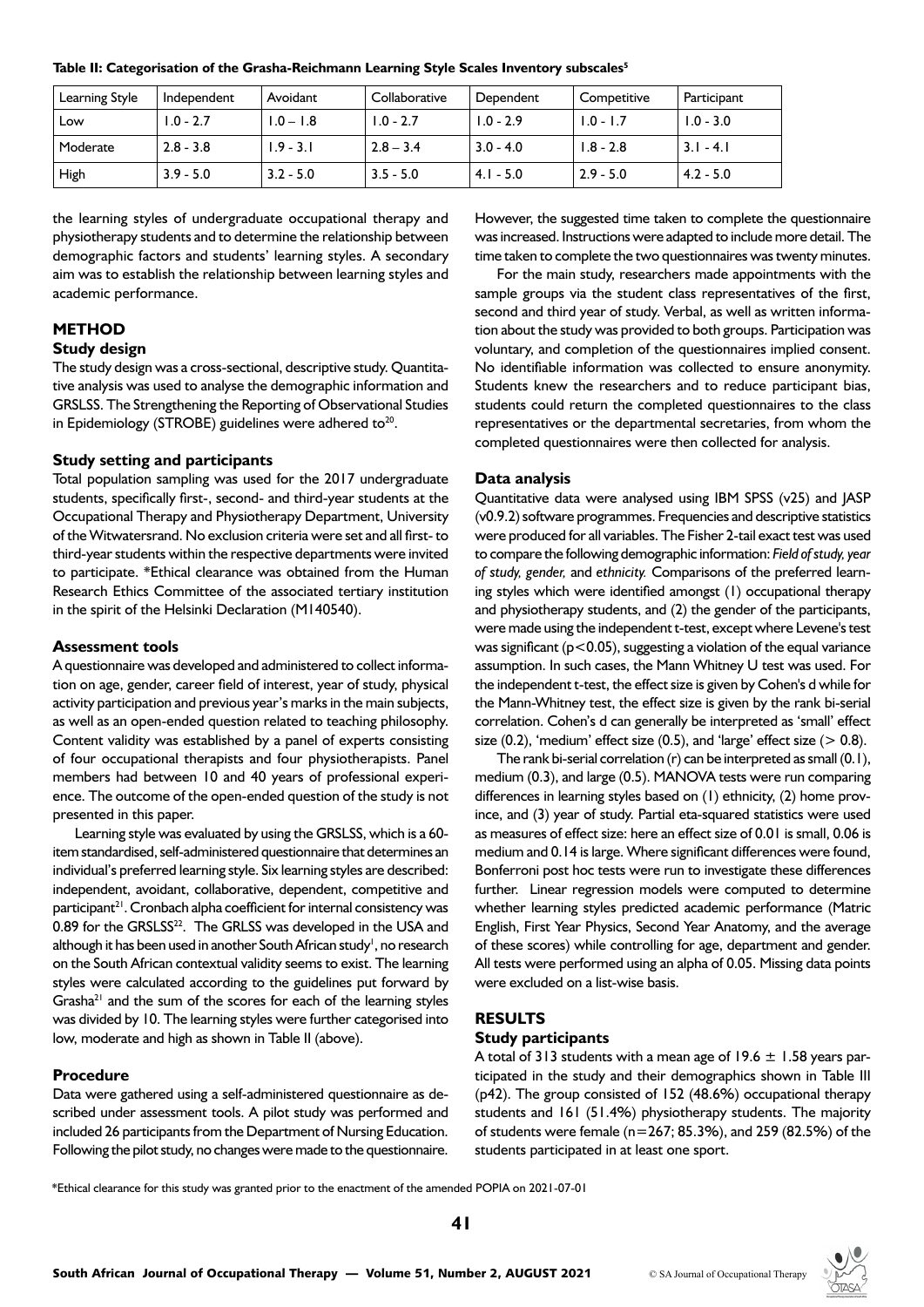**Table II: Categorisation of the Grasha-Reichmann Learning Style Scales Inventory subscales[5]**

| Learning Style | Independent | Avoidant | Collaborative | Dependent | Competitive | Participant |
|---|---|---|---|---|---|---|
| Low | 1.0 - 2.7 | 1.0 – 1.8 | 1.0 - 2.7 | 1.0 - 2.9 | 1.0 - 1.7 | 1.0 - 3.0 |
| Moderate | 2.8 - 3.8 | 1.9 - 3.1 | 2.8 – 3.4 | 3.0 - 4.0 | 1.8 - 2.8 | 3.1 - 4.1 |
| High | 3.9 - 5.0 | 3.2 - 5.0 | 3.5 - 5.0 | 4.1 - 5.0 | 2.9 - 5.0 | 4.2 - 5.0 |

the learning styles of undergraduate occupational therapy and physiotherapy students and to determine the relationship between demographic factors and students' learning styles. A secondary aim was to establish the relationship between learning styles and academic performance.

## METHOD

### Study design

The study design was a cross-sectional, descriptive study. Quantitative analysis was used to analyse the demographic information and GRSLSS. The Strengthening the Reporting of Observational Studies in Epidemiology (STROBE) guidelines were adhered to[20].

### Study setting and participants

Total population sampling was used for the 2017 undergraduate students, specifically first-, second- and third-year students at the Occupational Therapy and Physiotherapy Department, University of the Witwatersrand. No exclusion criteria were set and all first- to third-year students within the respective departments were invited to participate. *Ethical clearance was obtained from the Human Research Ethics Committee of the associated tertiary institution in the spirit of the Helsinki Declaration (M140540).

### Assessment tools

A questionnaire was developed and administered to collect information on age, gender, career field of interest, year of study, physical activity participation and previous year's marks in the main subjects, as well as an open-ended question related to teaching philosophy. Content validity was established by a panel of experts consisting of four occupational therapists and four physiotherapists. Panel members had between 10 and 40 years of professional experience. The outcome of the open-ended question of the study is not presented in this paper.

Learning style was evaluated by using the GRSLSS, which is a 60-item standardised, self-administered questionnaire that determines an individual's preferred learning style. Six learning styles are described: independent, avoidant, collaborative, dependent, competitive and participant[21]. Cronbach alpha coefficient for internal consistency was 0.89 for the GRSLSS[22]. The GRLSS was developed in the USA and although it has been used in another South African study[1], no research on the South African contextual validity seems to exist. The learning styles were calculated according to the guidelines put forward by Grasha[21] and the sum of the scores for each of the learning styles was divided by 10. The learning styles were further categorised into low, moderate and high as shown in Table II (above).

### Procedure

Data were gathered using a self-administered questionnaire as described under assessment tools. A pilot study was performed and included 26 participants from the Department of Nursing Education. Following the pilot study, no changes were made to the questionnaire. However, the suggested time taken to complete the questionnaire was increased. Instructions were adapted to include more detail. The time taken to complete the two questionnaires was twenty minutes.

For the main study, researchers made appointments with the sample groups via the student class representatives of the first, second and third year of study. Verbal, as well as written information about the study was provided to both groups. Participation was voluntary, and completion of the questionnaires implied consent. No identifiable information was collected to ensure anonymity. Students knew the researchers and to reduce participant bias, students could return the completed questionnaires to the class representatives or the departmental secretaries, from whom the completed questionnaires were then collected for analysis.

### Data analysis

Quantitative data were analysed using IBM SPSS (v25) and JASP (v0.9.2) software programmes. Frequencies and descriptive statistics were produced for all variables. The Fisher 2-tail exact test was used to compare the following demographic information: *Field of study, year of study, gender,* and *ethnicity.* Comparisons of the preferred learning styles which were identified amongst (1) occupational therapy and physiotherapy students, and (2) the gender of the participants, were made using the independent t-test, except where Levene's test was significant ($p<0.05$), suggesting a violation of the equal variance assumption. In such cases, the Mann Whitney U test was used. For the independent t-test, the effect size is given by Cohen's d while for the Mann-Whitney test, the effect size is given by the rank bi-serial correlation. Cohen's d can generally be interpreted as 'small' effect size (0.2), 'medium' effect size (0.5), and 'large' effect size ($> 0.8$).

The rank bi-serial correlation (r) can be interpreted as small (0.1), medium (0.3), and large (0.5). MANOVA tests were run comparing differences in learning styles based on (1) ethnicity, (2) home province, and (3) year of study. Partial eta-squared statistics were used as measures of effect size: here an effect size of 0.01 is small, 0.06 is medium and 0.14 is large. Where significant differences were found, Bonferroni post hoc tests were run to investigate these differences further. Linear regression models were computed to determine whether learning styles predicted academic performance (Matric English, First Year Physics, Second Year Anatomy, and the average of these scores) while controlling for age, department and gender. All tests were performed using an alpha of 0.05. Missing data points were excluded on a list-wise basis.

## RESULTS

### Study participants

A total of 313 students with a mean age of $19.6 \pm 1.58$ years participated in the study and their demographics shown in Table III (p42). The group consisted of 152 (48.6%) occupational therapy students and 161 (51.4%) physiotherapy students. The majority of students were female (n=267; 85.3%), and 259 (82.5%) of the students participated in at least one sport.

*Ethical clearance for this study was granted prior to the enactment of the amended POPIA on 2021-07-01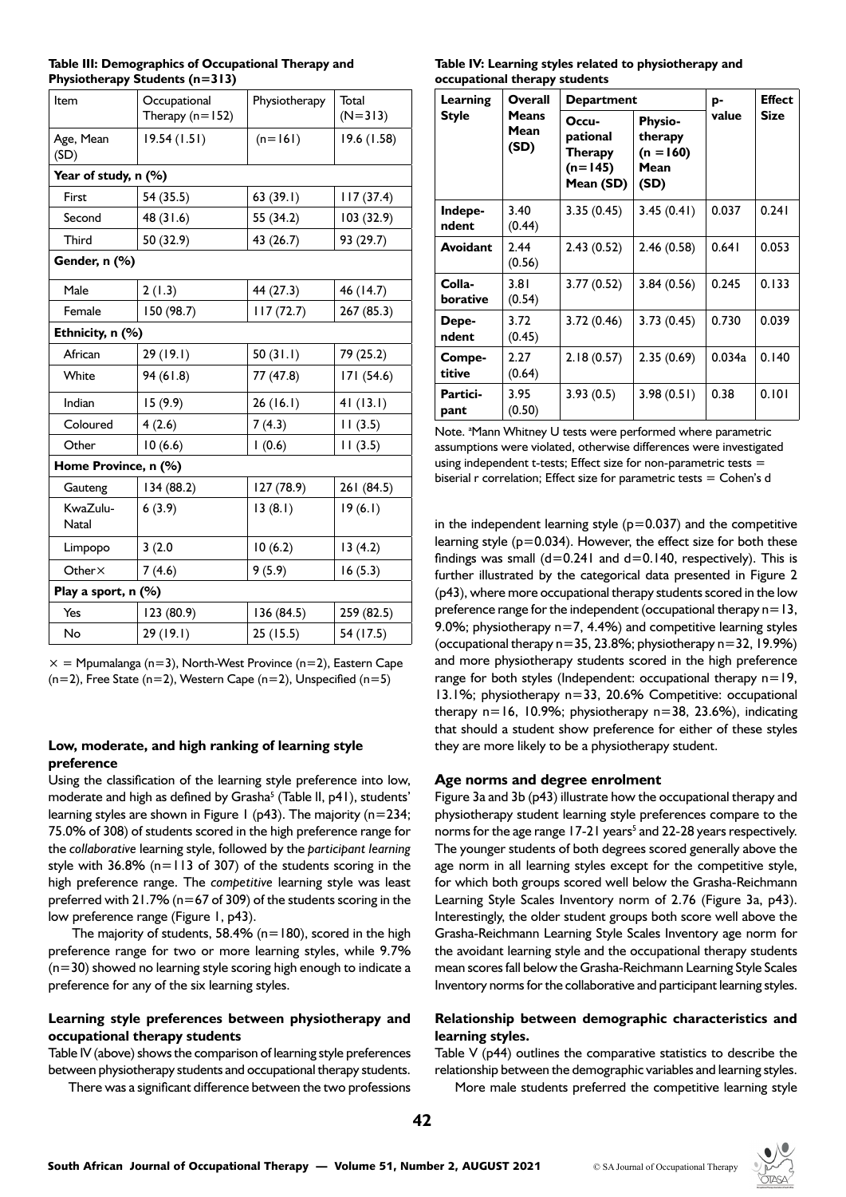**Table III: Demographics of Occupational Therapy and Physiotherapy Students (n=313)**

| Item | Occupational Therapy (n=152) | Physiotherapy | Total (N=313) |
|---|---|---|---|
| Age, Mean (SD) | 19.54 (1.51) | (n=161) | 19.6 (1.58) |
| **Year of study, n (%)** | | | |
| First | 54 (35.5) | 63 (39.1) | 117 (37.4) |
| Second | 48 (31.6) | 55 (34.2) | 103 (32.9) |
| Third | 50 (32.9) | 43 (26.7) | 93 (29.7) |
| **Gender, n (%)** | | | |
| Male | 2 (1.3) | 44 (27.3) | 46 (14.7) |
| Female | 150 (98.7) | 117 (72.7) | 267 (85.3) |
| **Ethnicity, n (%)** | | | |
| African | 29 (19.1) | 50 (31.1) | 79 (25.2) |
| White | 94 (61.8) | 77 (47.8) | 171 (54.6) |
| Indian | 15 (9.9) | 26 (16.1) | 41 (13.1) |
| Coloured | 4 (2.6) | 7 (4.3) | 11 (3.5) |
| Other | 10 (6.6) | 1 (0.6) | 11 (3.5) |
| **Home Province, n (%)** | | | |
| Gauteng | 134 (88.2) | 127 (78.9) | 261 (84.5) |
| KwaZulu-Natal | 6 (3.9) | 13 (8.1) | 19 (6.1) |
| Limpopo | 3 (2.0 | 10 (6.2) | 13 (4.2) |
| Other× | 7 (4.6) | 9 (5.9) | 16 (5.3) |
| **Play a sport, n (%)** | | | |
| Yes | 123 (80.9) | 136 (84.5) | 259 (82.5) |
| No | 29 (19.1) | 25 (15.5) | 54 (17.5) |

× = Mpumalanga (n=3), North-West Province (n=2), Eastern Cape (n=2), Free State (n=2), Western Cape (n=2), Unspecified (n=5)

**Table IV: Learning styles related to physiotherapy and occupational therapy students**

| Learning Style | Overall Means Mean (SD) | Department | | p-value | Effect Size |
|---|---|---|---|---|---|
| | | Occupational Therapy (n=145) Mean (SD) | Physiotherapy (n =160) Mean (SD) | | |
| **Independent** | 3.40 (0.44) | 3.35 (0.45) | 3.45 (0.41) | 0.037 | 0.241 |
| **Avoidant** | 2.44 (0.56) | 2.43 (0.52) | 2.46 (0.58) | 0.641 | 0.053 |
| **Collaborative** | 3.81 (0.54) | 3.77 (0.52) | 3.84 (0.56) | 0.245 | 0.133 |
| **Dependent** | 3.72 (0.45) | 3.72 (0.46) | 3.73 (0.45) | 0.730 | 0.039 |
| **Competitive** | 2.27 (0.64) | 2.18 (0.57) | 2.35 (0.69) | 0.034a | 0.140 |
| **Participant** | 3.95 (0.50) | 3.93 (0.5) | 3.98 (0.51) | 0.38 | 0.101 |

Note. [a]Mann Whitney U tests were performed where parametric assumptions were violated, otherwise differences were investigated using independent t-tests; Effect size for non-parametric tests = biserial r correlation; Effect size for parametric tests = Cohen's d

### Low, moderate, and high ranking of learning style preference

Using the classification of the learning style preference into low, moderate and high as defined by Grasha[5] (Table II, p41), students' learning styles are shown in Figure 1 (p43). The majority (n=234; 75.0% of 308) of students scored in the high preference range for the *collaborative* learning style, followed by the *participant learning* style with 36.8% (n=113 of 307) of the students scoring in the high preference range. The *competitive* learning style was least preferred with 21.7% (n=67 of 309) of the students scoring in the low preference range (Figure 1, p43).

The majority of students, 58.4% (n=180), scored in the high preference range for two or more learning styles, while 9.7% (n=30) showed no learning style scoring high enough to indicate a preference for any of the six learning styles.

### Learning style preferences between physiotherapy and occupational therapy students

Table IV (above) shows the comparison of learning style preferences between physiotherapy students and occupational therapy students.

There was a significant difference between the two professions in the independent learning style (p=0.037) and the competitive learning style (p=0.034). However, the effect size for both these findings was small (d=0.241 and d=0.140, respectively). This is further illustrated by the categorical data presented in Figure 2 (p43), where more occupational therapy students scored in the low preference range for the independent (occupational therapy n=13, 9.0%; physiotherapy n=7, 4.4%) and competitive learning styles (occupational therapy n=35, 23.8%; physiotherapy n=32, 19.9%) and more physiotherapy students scored in the high preference range for both styles (Independent: occupational therapy n=19, 13.1%; physiotherapy n=33, 20.6% Competitive: occupational therapy n=16, 10.9%; physiotherapy n=38, 23.6%), indicating that should a student show preference for either of these styles they are more likely to be a physiotherapy student.

### Age norms and degree enrolment

Figure 3a and 3b (p43) illustrate how the occupational therapy and physiotherapy student learning style preferences compare to the norms for the age range 17-21 years[5] and 22-28 years respectively. The younger students of both degrees scored generally above the age norm in all learning styles except for the competitive style, for which both groups scored well below the Grasha-Reichmann Learning Style Scales Inventory norm of 2.76 (Figure 3a, p43). Interestingly, the older student groups both score well above the Grasha-Reichmann Learning Style Scales Inventory age norm for the avoidant learning style and the occupational therapy students mean scores fall below the Grasha-Reichmann Learning Style Scales Inventory norms for the collaborative and participant learning styles.

### Relationship between demographic characteristics and learning styles.

Table V (p44) outlines the comparative statistics to describe the relationship between the demographic variables and learning styles.

More male students preferred the competitive learning style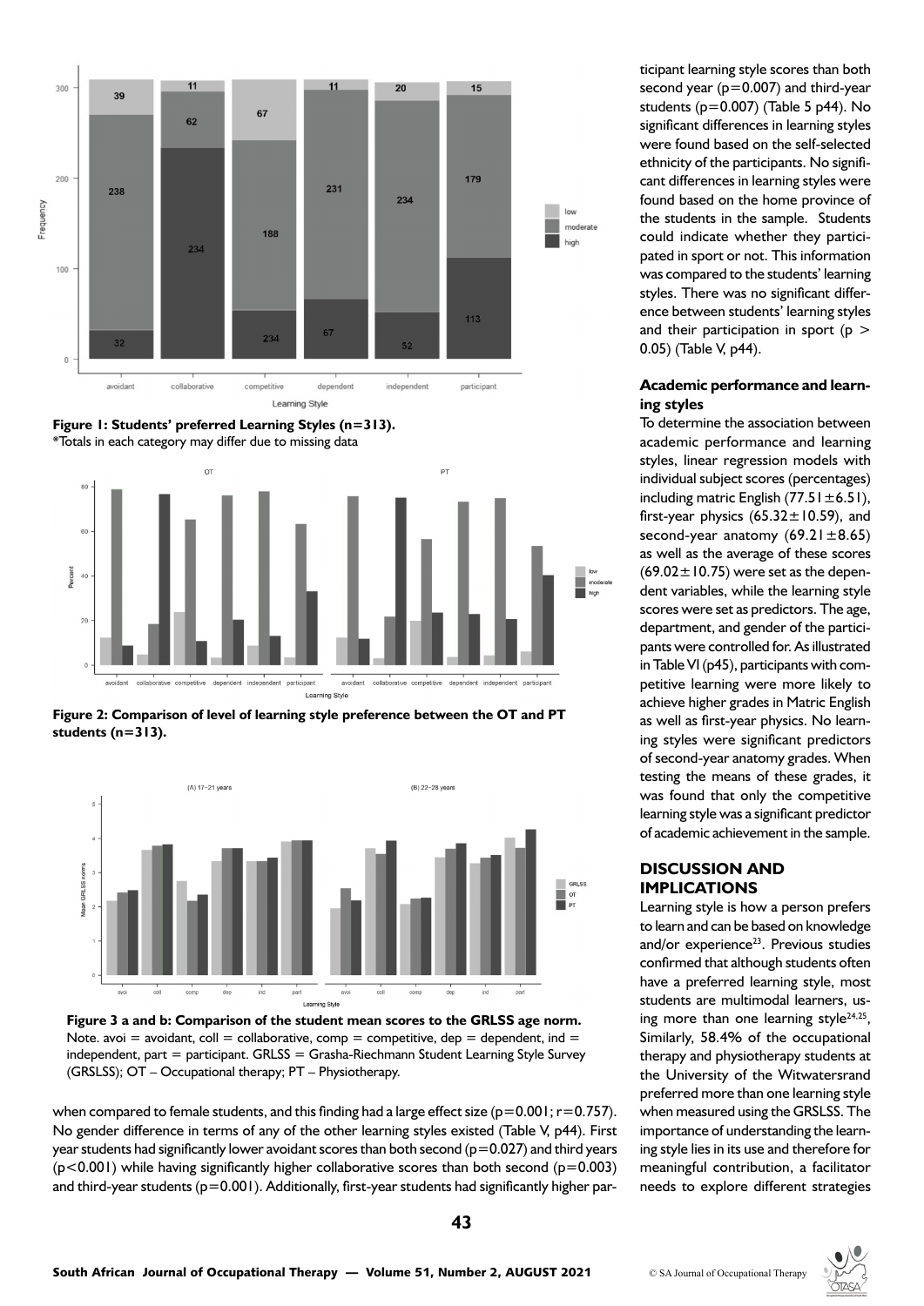Figure 1: Students' preferred Learning Styles (n=313).
*Totals in each category may differ due to missing data

Figure 2: Comparison of level of learning style preference between the OT and PT students (n=313).

Figure 3 a and b: Comparison of the student mean scores to the GRLSS age norm.
Note. avoi = avoidant, coll = collaborative, comp = competitive, dep = dependent, ind = independent, part = participant. GRLSS = Grasha-Riechmann Student Learning Style Survey (GRSLSS); OT – Occupational therapy; PT – Physiotherapy.

when compared to female students, and this finding had a large effect size ($p=0.001$; $r=0.757$). No gender difference in terms of any of the other learning styles existed (Table V, p44). First year students had significantly lower avoidant scores than both second ($p=0.027$) and third years ($p<0.001$) while having significantly higher collaborative scores than both second ($p=0.003$) and third-year students ($p=0.001$). Additionally, first-year students had significantly higher participant learning style scores than both second year ($p=0.007$) and third-year students ($p=0.007$) (Table 5 p44). No significant differences in learning styles were found based on the self-selected ethnicity of the participants. No significant differences in learning styles were found based on the home province of the students in the sample. Students could indicate whether they participated in sport or not. This information was compared to the students' learning styles. There was no significant difference between students' learning styles and their participation in sport ($p > 0.05$) (Table V, p44).

### Academic performance and learning styles

To determine the association between academic performance and learning styles, linear regression models with individual subject scores (percentages) including matric English ($77.51\pm6.51$), first-year physics ($65.32\pm10.59$), and second-year anatomy ($69.21\pm8.65$) as well as the average of these scores ($69.02\pm10.75$) were set as the dependent variables, while the learning style scores were set as predictors. The age, department, and gender of the participants were controlled for. As illustrated in Table VI (p45), participants with competitive learning style were more likely to achieve higher grades in Matric English as well as first-year physics. No learning styles were significant predictors of second-year anatomy grades. When testing the means of these grades, it was found that only the competitive learning style was a significant predictor of academic achievement in the sample.

## DISCUSSION AND IMPLICATIONS

Learning style is how a person prefers to learn and can be based on knowledge and/or experience[23]. Previous studies confirmed that although students often have a preferred learning style, most students are multimodal learners, using more than one learning style[24,25]. Similarly, 58.4% of the occupational therapy and physiotherapy students at the University of the Witwatersrand preferred more than one learning style when measured using the GRSLSS. The importance of understanding the learning style lies in its use and therefore for meaningful contribution, a facilitator needs to explore different strategies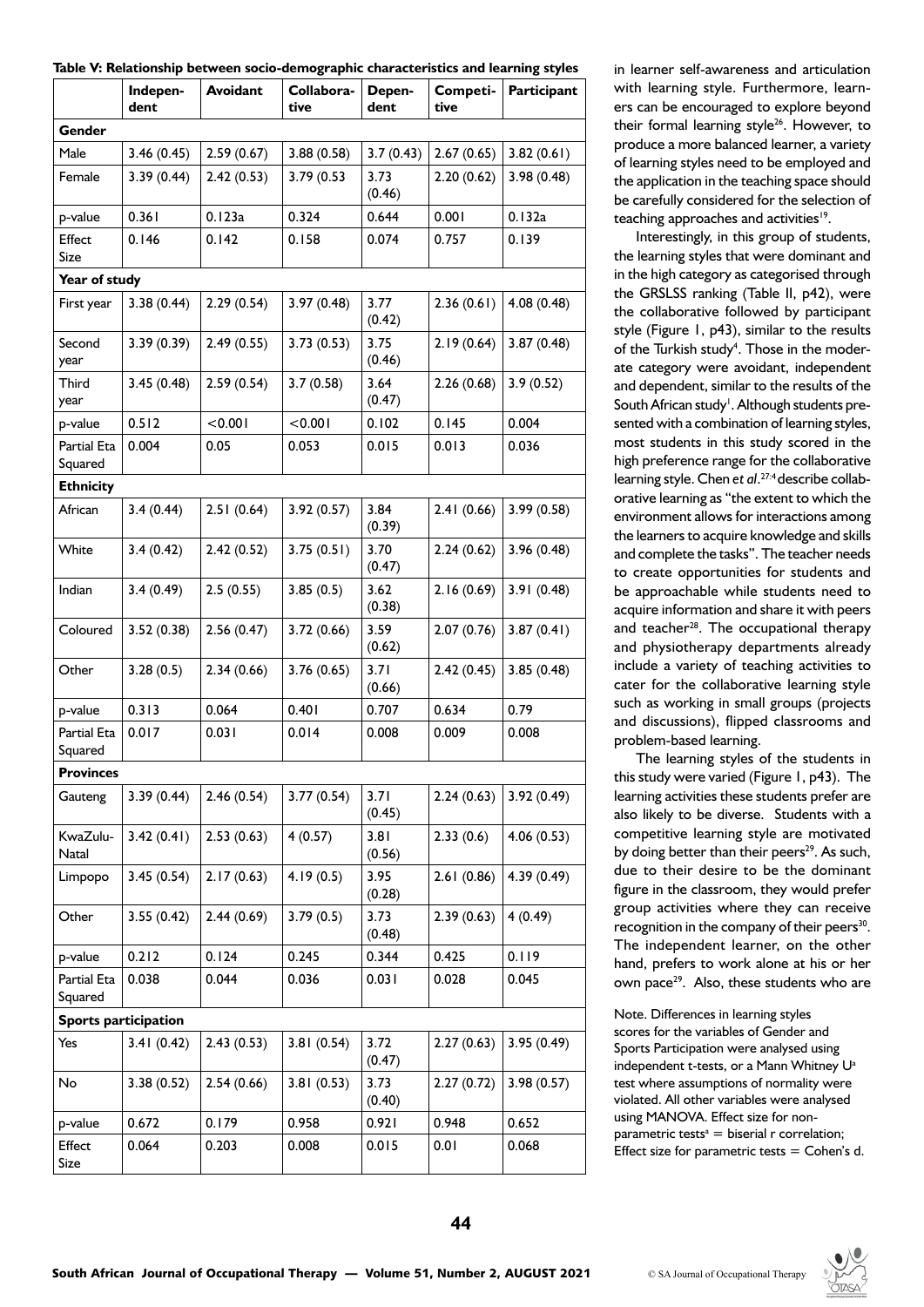**Table V: Relationship between socio-demographic characteristics and learning styles**

| | Independent | Avoidant | Collaborative | Dependent | Competitive | Participant |
|---|---|---|---|---|---|---|
| **Gender** | | | | | | |
| Male | 3.46 (0.45) | 2.59 (0.67) | 3.88 (0.58) | 3.7 (0.43) | 2.67 (0.65) | 3.82 (0.61) |
| Female | 3.39 (0.44) | 2.42 (0.53) | 3.79 (0.53 | 3.73 (0.46) | 2.20 (0.62) | 3.98 (0.48) |
| p-value | 0.361 | 0.123a | 0.324 | 0.644 | 0.001 | 0.132a |
| Effect Size | 0.146 | 0.142 | 0.158 | 0.074 | 0.757 | 0.139 |
| **Year of study** | | | | | | |
| First year | 3.38 (0.44) | 2.29 (0.54) | 3.97 (0.48) | 3.77 (0.42) | 2.36 (0.61) | 4.08 (0.48) |
| Second year | 3.39 (0.39) | 2.49 (0.55) | 3.73 (0.53) | 3.75 (0.46) | 2.19 (0.64) | 3.87 (0.48) |
| Third year | 3.45 (0.48) | 2.59 (0.54) | 3.7 (0.58) | 3.64 (0.47) | 2.26 (0.68) | 3.9 (0.52) |
| p-value | 0.512 | <0.001 | <0.001 | 0.102 | 0.145 | 0.004 |
| Partial Eta Squared | 0.004 | 0.05 | 0.053 | 0.015 | 0.013 | 0.036 |
| **Ethnicity** | | | | | | |
| African | 3.4 (0.44) | 2.51 (0.64) | 3.92 (0.57) | 3.84 (0.39) | 2.41 (0.66) | 3.99 (0.58) |
| White | 3.4 (0.42) | 2.42 (0.52) | 3.75 (0.51) | 3.70 (0.47) | 2.24 (0.62) | 3.96 (0.48) |
| Indian | 3.4 (0.49) | 2.5 (0.55) | 3.85 (0.5) | 3.62 (0.38) | 2.16 (0.69) | 3.91 (0.48) |
| Coloured | 3.52 (0.38) | 2.56 (0.47) | 3.72 (0.66) | 3.59 (0.62) | 2.07 (0.76) | 3.87 (0.41) |
| Other | 3.28 (0.5) | 2.34 (0.66) | 3.76 (0.65) | 3.71 (0.66) | 2.42 (0.45) | 3.85 (0.48) |
| p-value | 0.313 | 0.064 | 0.401 | 0.707 | 0.634 | 0.79 |
| Partial Eta Squared | 0.017 | 0.031 | 0.014 | 0.008 | 0.009 | 0.008 |
| **Provinces** | | | | | | |
| Gauteng | 3.39 (0.44) | 2.46 (0.54) | 3.77 (0.54) | 3.71 (0.45) | 2.24 (0.63) | 3.92 (0.49) |
| KwaZulu-Natal | 3.42 (0.41) | 2.53 (0.63) | 4 (0.57) | 3.81 (0.56) | 2.33 (0.6) | 4.06 (0.53) |
| Limpopo | 3.45 (0.54) | 2.17 (0.63) | 4.19 (0.5) | 3.95 (0.28) | 2.61 (0.86) | 4.39 (0.49) |
| Other | 3.55 (0.42) | 2.44 (0.69) | 3.79 (0.5) | 3.73 (0.48) | 2.39 (0.63) | 4 (0.49) |
| p-value | 0.212 | 0.124 | 0.245 | 0.344 | 0.425 | 0.119 |
| Partial Eta Squared | 0.038 | 0.044 | 0.036 | 0.031 | 0.028 | 0.045 |
| **Sports participation** | | | | | | |
| Yes | 3.41 (0.42) | 2.43 (0.53) | 3.81 (0.54) | 3.72 (0.47) | 2.27 (0.63) | 3.95 (0.49) |
| No | 3.38 (0.52) | 2.54 (0.66) | 3.81 (0.53) | 3.73 (0.40) | 2.27 (0.72) | 3.98 (0.57) |
| p-value | 0.672 | 0.179 | 0.958 | 0.921 | 0.948 | 0.652 |
| Effect Size | 0.064 | 0.203 | 0.008 | 0.015 | 0.01 | 0.068 |

Note. Differences in learning styles scores for the variables of Gender and Sports Participation were analysed using independent t-tests, or a Mann Whitney U[a] test where assumptions of normality were violated. All other variables were analysed using MANOVA. Effect size for non-parametric tests[a] = biserial r correlation; Effect size for parametric tests = Cohen's d.

in learner self-awareness and articulation with learning style. Furthermore, learners can be encouraged to explore beyond their formal learning style[26]. However, to produce a more balanced learner, a variety of learning styles need to be employed and the application in the teaching space should be carefully considered for the selection of teaching approaches and activities[19].

Interestingly, in this group of students, the learning styles that were dominant and in the high category as categorised through the GRSLSS ranking (Table II, p42), were the collaborative followed by participant style (Figure 1, p43), similar to the results of the Turkish study[4]. Those in the moderate category were avoidant, independent and dependent, similar to the results of the South African study[1]. Although students presented with a combination of learning styles, most students in this study scored in the high preference range for the collaborative learning style. Chen *et al*.[27:4] describe collaborative learning as "the extent to which the environment allows for interactions among the learners to acquire knowledge and skills and complete the tasks". The teacher needs to create opportunities for students and be approachable while students need to acquire information and share it with peers and teacher[28]. The occupational therapy and physiotherapy departments already include a variety of teaching activities to cater for the collaborative learning style such as working in small groups (projects and discussions), flipped classrooms and problem-based learning.

The learning styles of the students in this study were varied (Figure 1, p43). The learning activities these students prefer are also likely to be diverse. Students with a competitive learning style are motivated by doing better than their peers[29]. As such, due to their desire to be the dominant figure in the classroom, they would prefer group activities where they can receive recognition in the company of their peers[30]. The independent learner, on the other hand, prefers to work alone at his or her own pace[29]. Also, these students who are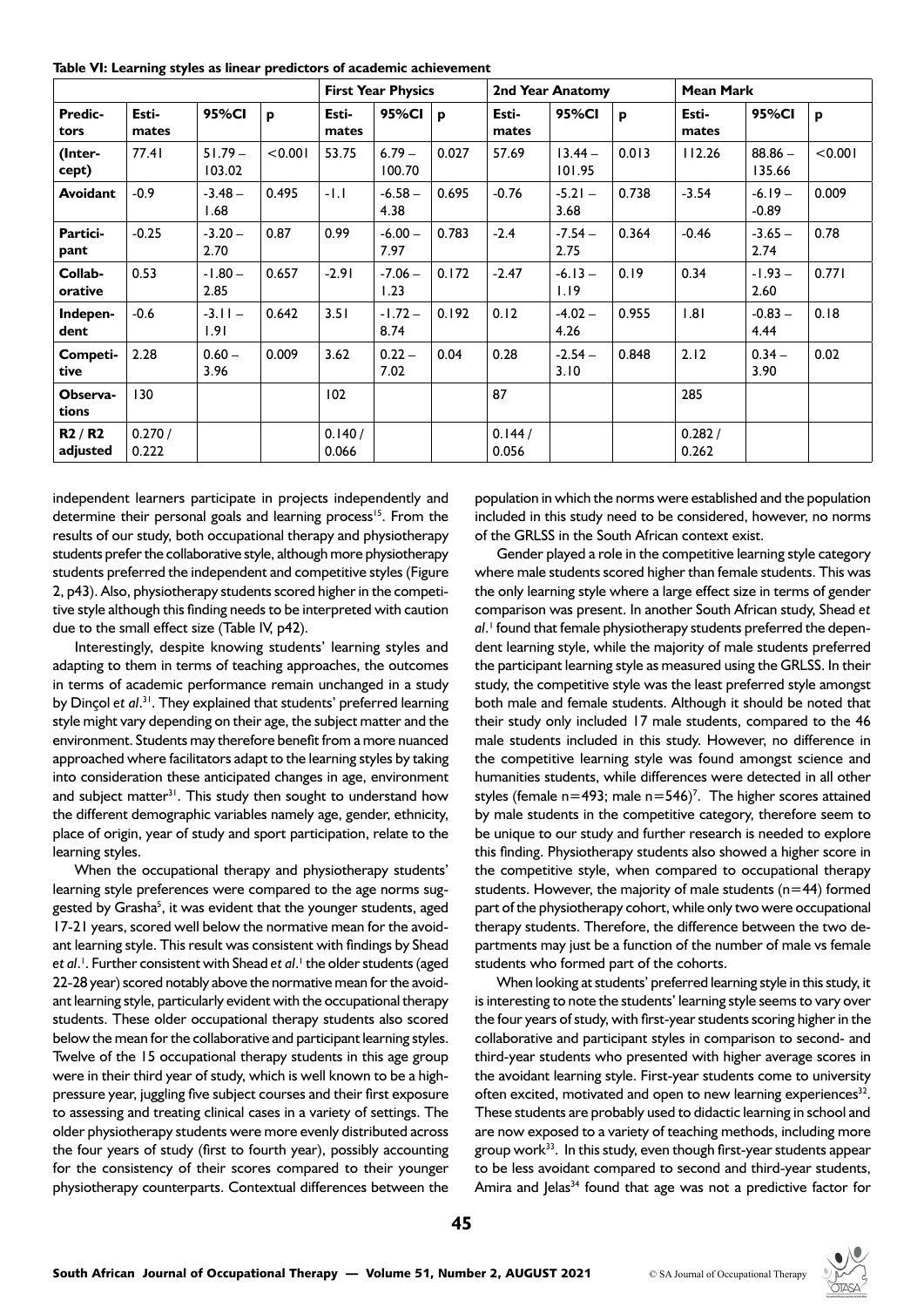**Table VI: Learning styles as linear predictors of academic achievement**

| | | | | First Year Physics | | | 2nd Year Anatomy | | | Mean Mark | | |
|---|---|---|---|---|---|---|---|---|---|---|---|---|
| **Predictors** | **Estimates** | **95%CI** | **p** | **Estimates** | **95%CI** | **p** | **Estimates** | **95%CI** | **p** | **Estimates** | **95%CI** | **p** |
| **(Intercept)** | 77.41 | 51.79 – 103.02 | <0.001 | 53.75 | 6.79 – 100.70 | 0.027 | 57.69 | 13.44 – 101.95 | 0.013 | 112.26 | 88.86 – 135.66 | <0.001 |
| **Avoidant** | -0.9 | -3.48 – 1.68 | 0.495 | -1.1 | -6.58 – 4.38 | 0.695 | -0.76 | -5.21 – 3.68 | 0.738 | -3.54 | -6.19 – -0.89 | 0.009 |
| **Participant** | -0.25 | -3.20 – 2.70 | 0.87 | 0.99 | -6.00 – 7.97 | 0.783 | -2.4 | -7.54 – 2.75 | 0.364 | -0.46 | -3.65 – 2.74 | 0.78 |
| **Collaborative** | 0.53 | -1.80 – 2.85 | 0.657 | -2.91 | -7.06 – 1.23 | 0.172 | -2.47 | -6.13 – 1.19 | 0.19 | 0.34 | -1.93 – 2.60 | 0.771 |
| **Independent** | -0.6 | -3.11 – 1.91 | 0.642 | 3.51 | -1.72 – 8.74 | 0.192 | 0.12 | -4.02 – 4.26 | 0.955 | 1.81 | -0.83 – 4.44 | 0.18 |
| **Competitive** | 2.28 | 0.60 – 3.96 | 0.009 | 3.62 | 0.22 – 7.02 | 0.04 | 0.28 | -2.54 – 3.10 | 0.848 | 2.12 | 0.34 – 3.90 | 0.02 |
| **Observations** | 130 | | | 102 | | | 87 | | | 285 | | |
| **R2 / R2 adjusted** | 0.270 / 0.222 | | | 0.140 / 0.066 | | | 0.144 / 0.056 | | | 0.282 / 0.262 | | |

independent learners participate in projects independently and determine their personal goals and learning process[15]. From the results of our study, both occupational therapy and physiotherapy students prefer the collaborative style, although more physiotherapy students preferred the independent and competitive styles (Figure 2, p43). Also, physiotherapy students scored higher in the competitive style although this finding needs to be interpreted with caution due to the small effect size (Table IV, p42).

Interestingly, despite knowing students' learning styles and adapting to them in terms of teaching approaches, the outcomes in terms of academic performance remain unchanged in a study by Dinçol *et al*.[31]. They explained that students' preferred learning style might vary depending on their age, the subject matter and the environment. Students may therefore benefit from a more nuanced approached where facilitators adapt to the learning styles by taking into consideration these anticipated changes in age, environment and subject matter[31]. This study then sought to understand how the different demographic variables namely age, gender, ethnicity, place of origin, year of study and sport participation, relate to the learning styles.

When the occupational therapy and physiotherapy students' learning style preferences were compared to the age norms suggested by Grasha[5], it was evident that the younger students, aged 17-21 years, scored well below the normative mean for the avoidant learning style. This result was consistent with findings by Shead *et al*.[1]. Further consistent with Shead *et al*.[1] the older students (aged 22-28 year) scored notably above the normative mean for the avoidant learning style, particularly evident with the occupational therapy students. These older occupational therapy students also scored below the mean for the collaborative and participant learning styles. Twelve of the 15 occupational therapy students in this age group were in their third year of study, which is well known to be a high-pressure year, juggling five subject courses and their first exposure to assessing and treating clinical cases in a variety of settings. The older physiotherapy students were more evenly distributed across the four years of study (first to fourth year), possibly accounting for the consistency of their scores compared to their younger physiotherapy counterparts. Contextual differences between the population in which the norms were established and the population included in this study need to be considered, however, no norms of the GRLSS in the South African context exist.

Gender played a role in the competitive learning style category where male students scored higher than female students. This was the only learning style where a large effect size in terms of gender comparison was present. In another South African study, Shead *et al*.[1] found that female physiotherapy students preferred the dependent learning style, while the majority of male students preferred the participant learning style as measured using the GRLSS. In their study, the competitive style was the least preferred style amongst both male and female students. Although it should be noted that their study only included 17 male students, compared to the 46 male students included in this study. However, no difference in the competitive learning style was found amongst science and humanities students, while differences were detected in all other styles (female n=493; male n=546)[7]. The higher scores attained by male students in the competitive category, therefore seem to be unique to our study and further research is needed to explore this finding. Physiotherapy students also showed a higher score in the competitive style, when compared to occupational therapy students. However, the majority of male students (n=44) formed part of the physiotherapy cohort, while only two were occupational therapy students. Therefore, the difference between the two departments may just be a function of the number of male vs female students who formed part of the cohorts.

When looking at students' preferred learning style in this study, it is interesting to note the students' learning style seems to vary over the four years of study, with first-year students scoring higher in the collaborative and participant styles in comparison to second- and third-year students who presented with higher average scores in the avoidant learning style. First-year students come to university often excited, motivated and open to new learning experiences[32]. These students are probably used to didactic learning in school and are now exposed to a variety of teaching methods, including more group work[33]. In this study, even though first-year students appear to be less avoidant compared to second and third-year students, Amira and Jelas[34] found that age was not a predictive factor for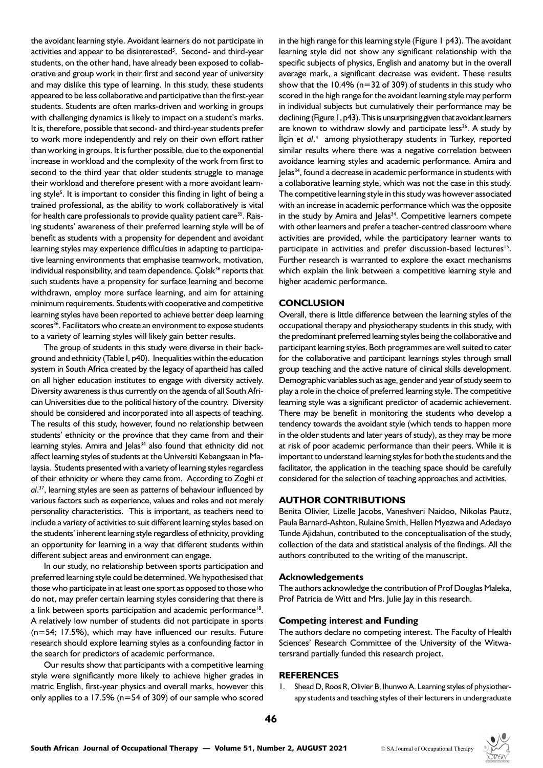the avoidant learning style. Avoidant learners do not participate in activities and appear to be disinterested[5]. Second- and third-year students, on the other hand, have already been exposed to collaborative and group work in their first and second year of university and may dislike this type of learning. In this study, these students appeared to be less collaborative and participative than the first-year students. Students are often marks-driven and working in groups with challenging dynamics is likely to impact on a student's marks. It is, therefore, possible that second- and third-year students prefer to work more independently and rely on their own effort rather than working in groups. It is further possible, due to the exponential increase in workload and the complexity of the work from first to second to the third year that older students struggle to manage their workload and therefore present with a more avoidant learning style[5]. It is important to consider this finding in light of being a trained professional, as the ability to work collaboratively is vital for health care professionals to provide quality patient care[35]. Raising students' awareness of their preferred learning style will be of benefit as students with a propensity for dependent and avoidant learning styles may experience difficulties in adapting to participative learning environments that emphasise teamwork, motivation, individual responsibility, and team dependence. Çolak[36] reports that such students have a propensity for surface learning and become withdrawn, employ more surface learning, and aim for attaining minimum requirements. Students with cooperative and competitive learning styles have been reported to achieve better deep learning scores[36]. Facilitators who create an environment to expose students to a variety of learning styles will likely gain better results.

The group of students in this study were diverse in their background and ethnicity (Table I, p40). Inequalities within the education system in South Africa created by the legacy of apartheid has called on all higher education institutes to engage with diversity actively. Diversity awareness is thus currently on the agenda of all South African Universities due to the political history of the country. Diversity should be considered and incorporated into all aspects of teaching. The results of this study, however, found no relationship between students' ethnicity or the province that they came from and their learning styles. Amira and Jelas[34] also found that ethnicity did not affect learning styles of students at the Universiti Kebangsaan in Malaysia. Students presented with a variety of learning styles regardless of their ethnicity or where they came from. According to Zoghi *et al*.[37], learning styles are seen as patterns of behaviour influenced by various factors such as experience, values and roles and not merely personality characteristics. This is important, as teachers need to include a variety of activities to suit different learning styles based on the students' inherent learning style regardless of ethnicity, providing an opportunity for learning in a way that different students within different subject areas and environment can engage.

In our study, no relationship between sports participation and preferred learning style could be determined. We hypothesised that those who participate in at least one sport as opposed to those who do not, may prefer certain learning styles considering that there is a link between sports participation and academic performance[18]. A relatively low number of students did not participate in sports (n=54; 17.5%), which may have influenced our results. Future research should explore learning styles as a confounding factor in the search for predictors of academic performance.

Our results show that participants with a competitive learning style were significantly more likely to achieve higher grades in matric English, first-year physics and overall marks, however this only applies to a 17.5% (n=54 of 309) of our sample who scored in the high range for this learning style (Figure 1 p43). The avoidant learning style did not show any significant relationship with the specific subjects of physics, English and anatomy but in the overall average mark, a significant decrease was evident. These results show that the 10.4% (n=32 of 309) of students in this study who scored in the high range for the avoidant learning style may perform in individual subjects but cumulatively their performance may be declining (Figure 1, p43). This is unsurprising given that avoidant learners are known to withdraw slowly and participate less[36]. A study by İlçin *et al*.[4] among physiotherapy students in Turkey, reported similar results where there was a negative correlation between avoidance learning styles and academic performance. Amira and Jelas[34], found a decrease in academic performance in students with a collaborative learning style, which was not the case in this study. The competitive learning style in this study was however associated with an increase in academic performance which was the opposite in the study by Amira and Jelas[34]. Competitive learners compete with other learners and prefer a teacher-centred classroom where activities are provided, while the participatory learner wants to participate in activities and prefer discussion-based lectures[15]. Further research is warranted to explore the exact mechanisms which explain the link between a competitive learning style and higher academic performance.

## CONCLUSION

Overall, there is little difference between the learning styles of the occupational therapy and physiotherapy students in this study, with the predominant preferred learning styles being the collaborative and participant learning styles. Both programmes are well suited to cater for the collaborative and participant learnings styles through small group teaching and the active nature of clinical skills development. Demographic variables such as age, gender and year of study seem to play a role in the choice of preferred learning style. The competitive learning style was a significant predictor of academic achievement. There may be benefit in monitoring the students who develop a tendency towards the avoidant style (which tends to happen more in the older students and later years of study), as they may be more at risk of poor academic performance than their peers. While it is important to understand learning styles for both the students and the facilitator, the application in the teaching space should be carefully considered for the selection of teaching approaches and activities.

## AUTHOR CONTRIBUTIONS

Benita Olivier, Lizelle Jacobs, Vaneshveri Naidoo, Nikolas Pautz, Paula Barnard-Ashton, Rulaine Smith, Hellen Myezwa and Adedayo Tunde Ajidahun, contributed to the conceptualisation of the study, collection of the data and statistical analysis of the findings. All the authors contributed to the writing of the manuscript.

### Acknowledgements

The authors acknowledge the contribution of Prof Douglas Maleka, Prof Patricia de Witt and Mrs. Julie Jay in this research.

### Competing interest and Funding

The authors declare no competing interest. The Faculty of Health Sciences' Research Committee of the University of the Witwatersrand partially funded this research project.

## REFERENCES

1. Shead D, Roos R, Olivier B, Ihunwo A. Learning styles of physiotherapy students and teaching styles of their lecturers in undergraduate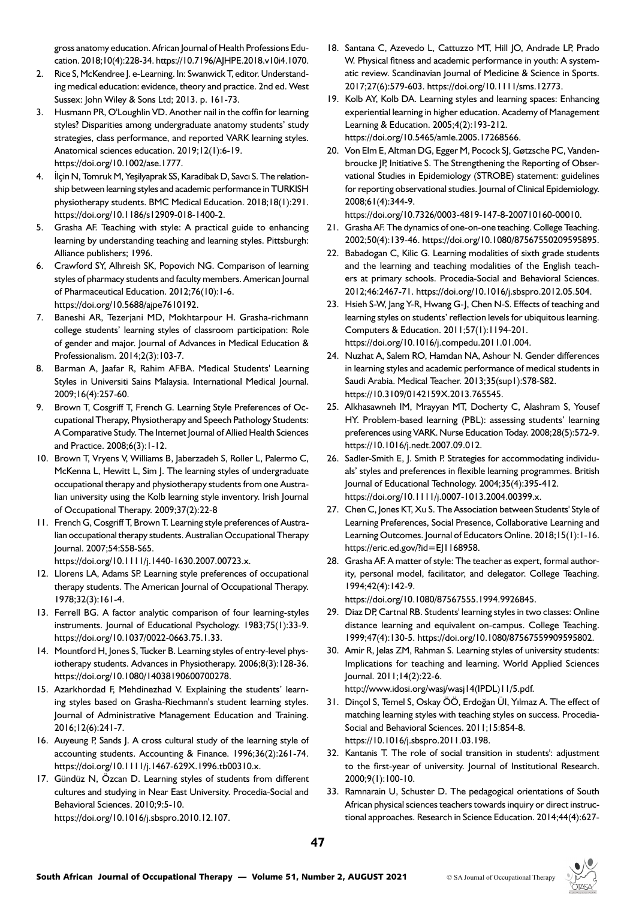gross anatomy education. African Journal of Health Professions Education. 2018;10(4):228-34. https://10.7196/AJHPE.2018.v10i4.1070.

2. Rice S, McKendree J. e-Learning. In: Swanwick T, editor. Understanding medical education: evidence, theory and practice. 2nd ed. West Sussex: John Wiley & Sons Ltd; 2013. p. 161-73.
3. Husmann PR, O'Loughlin VD. Another nail in the coffin for learning styles? Disparities among undergraduate anatomy students' study strategies, class performance, and reported VARK learning styles. Anatomical sciences education. 2019;12(1):6-19. https://doi.org/10.1002/ase.1777.
4. İlçin N, Tomruk M, Yeşilyaprak SS, Karadibak D, Savcı S. The relationship between learning styles and academic performance in TURKISH physiotherapy students. BMC Medical Education. 2018;18(1):291. https://doi.org/10.1186/s12909-018-1400-2.
5. Grasha AF. Teaching with style: A practical guide to enhancing learning by understanding teaching and learning styles. Pittsburgh: Alliance publishers; 1996.
6. Crawford SY, Alhreish SK, Popovich NG. Comparison of learning styles of pharmacy students and faculty members. American Journal of Pharmaceutical Education. 2012;76(10):1-6. https://doi.org/10.5688/ajpe7610192.
7. Baneshi AR, Tezerjani MD, Mokhtarpour H. Grasha-richmann college students' learning styles of classroom participation: Role of gender and major. Journal of Advances in Medical Education & Professionalism. 2014;2(3):103-7.
8. Barman A, Jaafar R, Rahim AFBA. Medical Students' Learning Styles in Universiti Sains Malaysia. International Medical Journal. 2009;16(4):257-60.
9. Brown T, Cosgriff T, French G. Learning Style Preferences of Occupational Therapy, Physiotherapy and Speech Pathology Students: A Comparative Study. The Internet Journal of Allied Health Sciences and Practice. 2008;6(3):1-12.
10. Brown T, Vryens V, Williams B, Jaberzadeh S, Roller L, Palermo C, McKenna L, Hewitt L, Sim J. The learning styles of undergraduate occupational therapy and physiotherapy students from one Australian university using the Kolb learning style inventory. Irish Journal of Occupational Therapy. 2009;37(2):22-8
11. French G, Cosgriff T, Brown T. Learning style preferences of Australian occupational therapy students. Australian Occupational Therapy Journal. 2007;54:S58-S65. https://doi.org/10.1111/j.1440-1630.2007.00723.x.
12. Llorens LA, Adams SP. Learning style preferences of occupational therapy students. The American Journal of Occupational Therapy. 1978;32(3):161-4.
13. Ferrell BG. A factor analytic comparison of four learning-styles instruments. Journal of Educational Psychology. 1983;75(1):33-9. https://doi.org/10.1037/0022-0663.75.1.33.
14. Mountford H, Jones S, Tucker B. Learning styles of entry-level physiotherapy students. Advances in Physiotherapy. 2006;8(3):128-36. https://doi.org/10.1080/14038190600700278.
15. Azarkhordad F, Mehdinezhad V. Explaining the students' learning styles based on Grasha-Riechmann's student learning styles. Journal of Administrative Management Education and Training. 2016;12(6):241-7.
16. Auyeung P, Sands J. A cross cultural study of the learning style of accounting students. Accounting & Finance. 1996;36(2):261-74. https://doi.org/10.1111/j.1467-629X.1996.tb00310.x.
17. Gündüz N, Özcan D. Learning styles of students from different cultures and studying in Near East University. Procedia-Social and Behavioral Sciences. 2010;9:5-10. https://doi.org/10.1016/j.sbspro.2010.12.107.
18. Santana C, Azevedo L, Cattuzzo MT, Hill JO, Andrade LP, Prado W. Physical fitness and academic performance in youth: A systematic review. Scandinavian Journal of Medicine & Science in Sports. 2017;27(6):579-603. https://doi.org/10.1111/sms.12773.
19. Kolb AY, Kolb DA. Learning styles and learning spaces: Enhancing experiential learning in higher education. Academy of Management Learning & Education. 2005;4(2):193-212. https://doi.org/10.5465/amle.2005.17268566.
20. Von Elm E, Altman DG, Egger M, Pocock SJ, Gøtzsche PC, Vandenbroucke JP, Initiative S. The Strengthening the Reporting of Observational Studies in Epidemiology (STROBE) statement: guidelines for reporting observational studies. Journal of Clinical Epidemiology. 2008;61(4):344-9. https://doi.org/10.7326/0003-4819-147-8-200710160-00010.
21. Grasha AF. The dynamics of one-on-one teaching. College Teaching. 2002;50(4):139-46. https://doi.org/10.1080/87567550209595895.
22. Babadogan C, Kilic G. Learning modalities of sixth grade students and the learning and teaching modalities of the English teachers at primary schools. Procedia-Social and Behavioral Sciences. 2012;46:2467-71. https://doi.org/10.1016/j.sbspro.2012.05.504.
23. Hsieh S-W, Jang Y-R, Hwang G-J, Chen N-S. Effects of teaching and learning styles on students' reflection levels for ubiquitous learning. Computers & Education. 2011;57(1):1194-201. https://doi.org/10.1016/j.compedu.2011.01.004.
24. Nuzhat A, Salem RO, Hamdan NA, Ashour N. Gender differences in learning styles and academic performance of medical students in Saudi Arabia. Medical Teacher. 2013;35(sup1):S78-S82. https://10.3109/0142159X.2013.765545.
25. Alkhasawneh IM, Mrayyan MT, Docherty C, Alashram S, Yousef HY. Problem-based learning (PBL): assessing students' learning preferences using VARK. Nurse Education Today. 2008;28(5):572-9. https://10.1016/j.nedt.2007.09.012.
26. Sadler-Smith E, J. Smith P. Strategies for accommodating individuals' styles and preferences in flexible learning programmes. British Journal of Educational Technology. 2004;35(4):395-412. https://doi.org/10.1111/j.0007-1013.2004.00399.x.
27. Chen C, Jones KT, Xu S. The Association between Students' Style of Learning Preferences, Social Presence, Collaborative Learning and Learning Outcomes. Journal of Educators Online. 2018;15(1):1-16. https://eric.ed.gov/?id=EJ1168958.
28. Grasha AF. A matter of style: The teacher as expert, formal authority, personal model, facilitator, and delegator. College Teaching. 1994;42(4):142-9. https://doi.org/10.1080/87567555.1994.9926845.
29. Diaz DP, Cartnal RB. Students' learning styles in two classes: Online distance learning and equivalent on-campus. College Teaching. 1999;47(4):130-5. https://doi.org/10.1080/87567559909595802.
30. Amir R, Jelas ZM, Rahman S. Learning styles of university students: Implications for teaching and learning. World Applied Sciences Journal. 2011;14(2):22-6. http://www.idosi.org/wasj/wasj14(IPDL)11/5.pdf.
31. Dinçol S, Temel S, Oskay ÖÖ, Erdoğan Üİ, Yılmaz A. The effect of matching learning styles with teaching styles on success. Procedia-Social and Behavioral Sciences. 2011;15:854-8. https://10.1016/j.sbspro.2011.03.198.
32. Kantanis T. The role of social transition in students': adjustment to the first-year of university. Journal of Institutional Research. 2000;9(1):100-10.
33. Ramnarain U, Schuster D. The pedagogical orientations of South African physical sciences teachers towards inquiry or direct instructional approaches. Research in Science Education. 2014;44(4):627-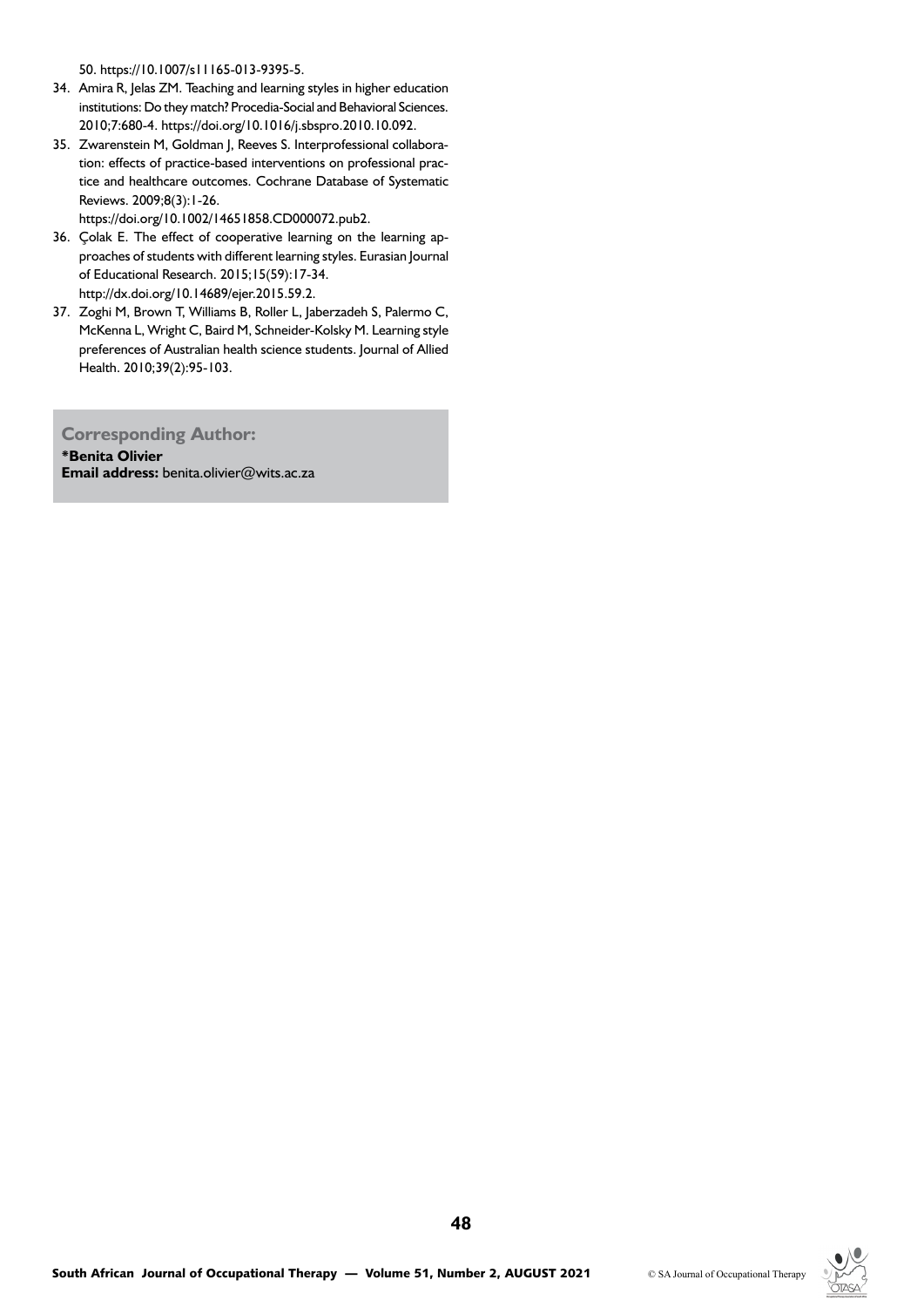50. https://10.1007/s11165-013-9395-5.

34. Amira R, Jelas ZM. Teaching and learning styles in higher education institutions: Do they match? Procedia-Social and Behavioral Sciences. 2010;7:680-4. https://doi.org/10.1016/j.sbspro.2010.10.092.
35. Zwarenstein M, Goldman J, Reeves S. Interprofessional collaboration: effects of practice-based interventions on professional practice and healthcare outcomes. Cochrane Database of Systematic Reviews. 2009;8(3):1-26. https://doi.org/10.1002/14651858.CD000072.pub2.
36. Çolak E. The effect of cooperative learning on the learning approaches of students with different learning styles. Eurasian Journal of Educational Research. 2015;15(59):17-34. http://dx.doi.org/10.14689/ejer.2015.59.2.
37. Zoghi M, Brown T, Williams B, Roller L, Jaberzadeh S, Palermo C, McKenna L, Wright C, Baird M, Schneider-Kolsky M. Learning style preferences of Australian health science students. Journal of Allied Health. 2010;39(2):95-103.

**Corresponding Author:**

**\*Benita Olivier**
**Email address:** benita.olivier@wits.ac.za